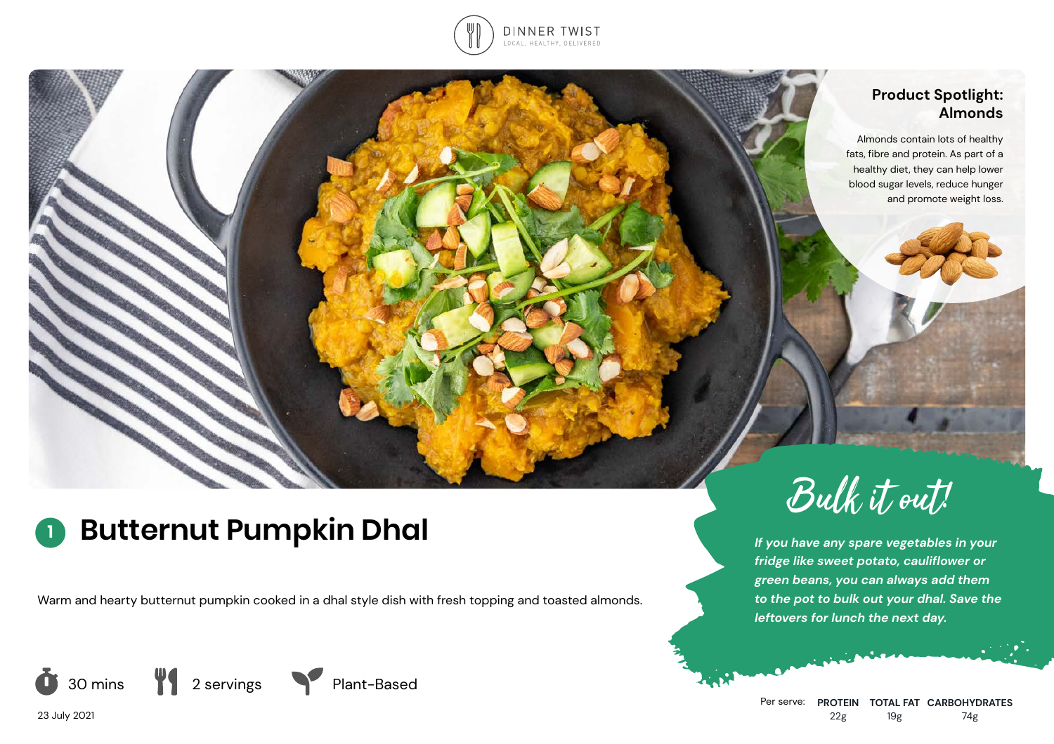DINNER TWIST
LOCAL, HEALTHY, DELIVERED

**Product Spotlight: Almonds**

Almonds contain lots of healthy fats, fibre and protein. As part of a healthy diet, they can help lower blood sugar levels, reduce hunger and promote weight loss.

# 1 Butternut Pumpkin Dhal

Warm and hearty butternut pumpkin cooked in a dhal style dish with fresh topping and toasted almonds.

30 mins | 2 servings | Plant-Based

23 July 2021

## Bulk it out!

*If you have any spare vegetables in your fridge like sweet potato, cauliflower or green beans, you can always add them to the pot to bulk out your dhal. Save the leftovers for lunch the next day.*

| Per serve: | PROTEIN | TOTAL FAT | CARBOHYDRATES |
|---|---|---|---|
| | 22g | 19g | 74g |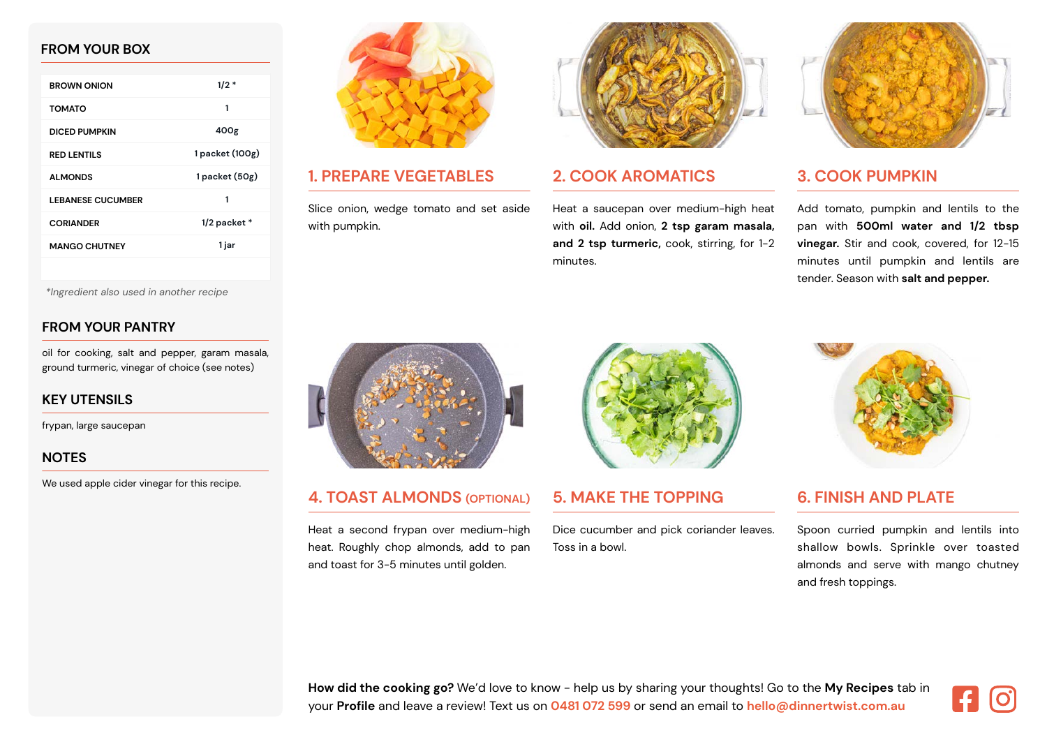## FROM YOUR BOX

| | |
|---|---|
| BROWN ONION | 1/2 * |
| TOMATO | 1 |
| DICED PUMPKIN | 400g |
| RED LENTILS | 1 packet (100g) |
| ALMONDS | 1 packet (50g) |
| LEBANESE CUCUMBER | 1 |
| CORIANDER | 1/2 packet * |
| MANGO CHUTNEY | 1 jar |

*\*Ingredient also used in another recipe*

## FROM YOUR PANTRY

oil for cooking, salt and pepper, garam masala, ground turmeric, vinegar of choice (see notes)

## KEY UTENSILS

frypan, large saucepan

## NOTES

We used apple cider vinegar for this recipe.

## 1. PREPARE VEGETABLES

Slice onion, wedge tomato and set aside with pumpkin.

## 2. COOK AROMATICS

Heat a saucepan over medium-high heat with **oil.** Add onion, **2 tsp garam masala, and 2 tsp turmeric,** cook, stirring, for 1-2 minutes.

## 3. COOK PUMPKIN

Add tomato, pumpkin and lentils to the pan with **500ml water and 1/2 tbsp vinegar.** Stir and cook, covered, for 12-15 minutes until pumpkin and lentils are tender. Season with **salt and pepper.**

## 4. TOAST ALMONDS (OPTIONAL)

Heat a second frypan over medium-high heat. Roughly chop almonds, add to pan and toast for 3-5 minutes until golden.

## 5. MAKE THE TOPPING

Dice cucumber and pick coriander leaves. Toss in a bowl.

## 6. FINISH AND PLATE

Spoon curried pumpkin and lentils into shallow bowls. Sprinkle over toasted almonds and serve with mango chutney and fresh toppings.

**How did the cooking go?** We'd love to know - help us by sharing your thoughts! Go to the **My Recipes** tab in your **Profile** and leave a review! Text us on 0481 072 599 or send an email to hello@dinnertwist.com.au